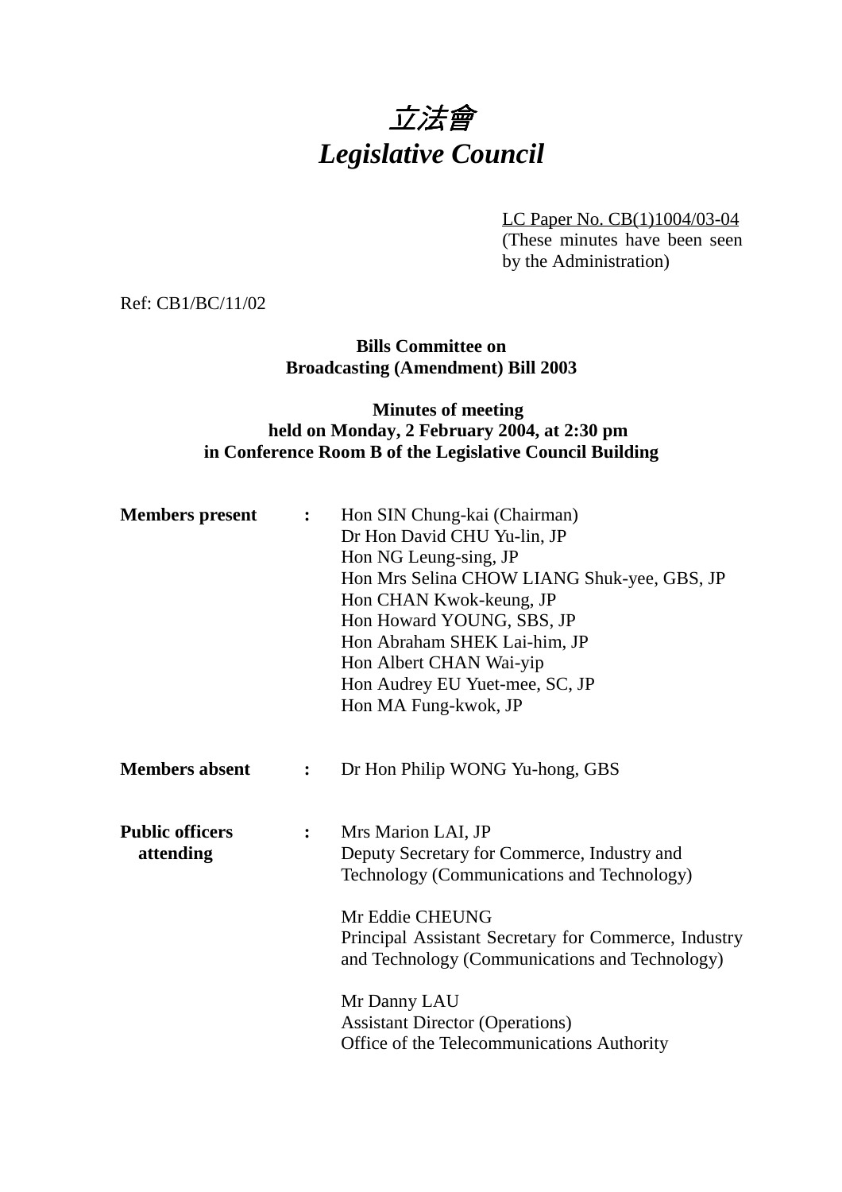# *立法會*
# *Legislative Council*

LC Paper No. CB(1)1004/03-04
(These minutes have been seen by the Administration)

Ref: CB1/BC/11/02

**Bills Committee on**
**Broadcasting (Amendment) Bill 2003**

**Minutes of meeting**
**held on Monday, 2 February 2004, at 2:30 pm**
**in Conference Room B of the Legislative Council Building**

**Members present** : Hon SIN Chung-kai (Chairman)
Dr Hon David CHU Yu-lin, JP
Hon NG Leung-sing, JP
Hon Mrs Selina CHOW LIANG Shuk-yee, GBS, JP
Hon CHAN Kwok-keung, JP
Hon Howard YOUNG, SBS, JP
Hon Abraham SHEK Lai-him, JP
Hon Albert CHAN Wai-yip
Hon Audrey EU Yuet-mee, SC, JP
Hon MA Fung-kwok, JP

**Members absent** : Dr Hon Philip WONG Yu-hong, GBS

**Public officers attending** : Mrs Marion LAI, JP
Deputy Secretary for Commerce, Industry and Technology (Communications and Technology)

Mr Eddie CHEUNG
Principal Assistant Secretary for Commerce, Industry and Technology (Communications and Technology)

Mr Danny LAU
Assistant Director (Operations)
Office of the Telecommunications Authority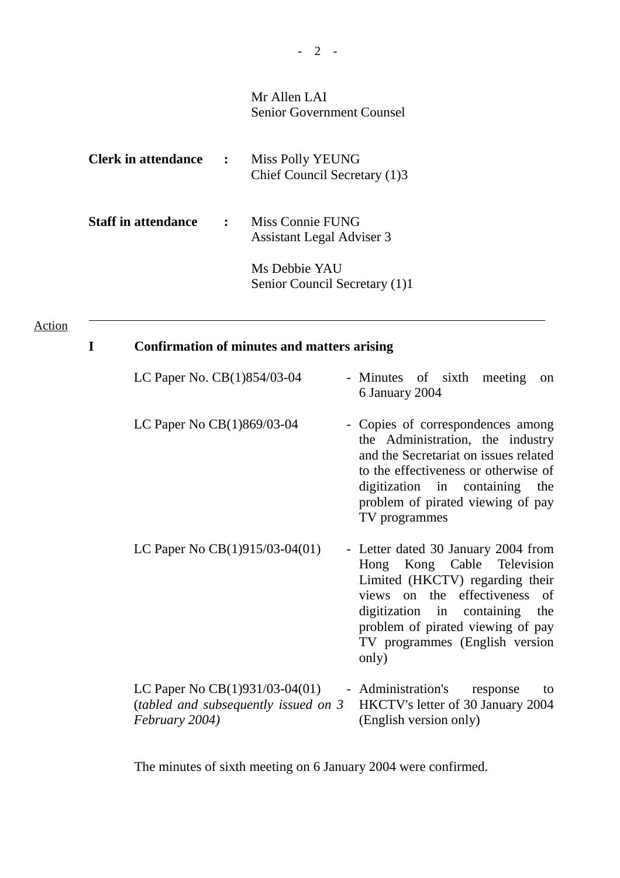Mr Allen LAI
Senior Government Counsel

**Clerk in attendance** : Miss Polly YEUNG
Chief Council Secretary (1)3

**Staff in attendance** : Miss Connie FUNG
Assistant Legal Adviser 3

Ms Debbie YAU
Senior Council Secretary (1)1

---

Action

## I Confirmation of minutes and matters arising

| | |
|---|---|
| LC Paper No. CB(1)854/03-04 | - Minutes of sixth meeting on 6 January 2004 |
| LC Paper No CB(1)869/03-04 | - Copies of correspondences among the Administration, the industry and the Secretariat on issues related to the effectiveness or otherwise of digitization in containing the problem of pirated viewing of pay TV programmes |
| LC Paper No CB(1)915/03-04(01) | - Letter dated 30 January 2004 from Hong Kong Cable Television Limited (HKCTV) regarding their views on the effectiveness of digitization in containing the problem of pirated viewing of pay TV programmes (English version only) |
| LC Paper No CB(1)931/03-04(01) (*tabled and subsequently issued on 3 February 2004)* | - Administration's response to HKCTV's letter of 30 January 2004 (English version only) |

The minutes of sixth meeting on 6 January 2004 were confirmed.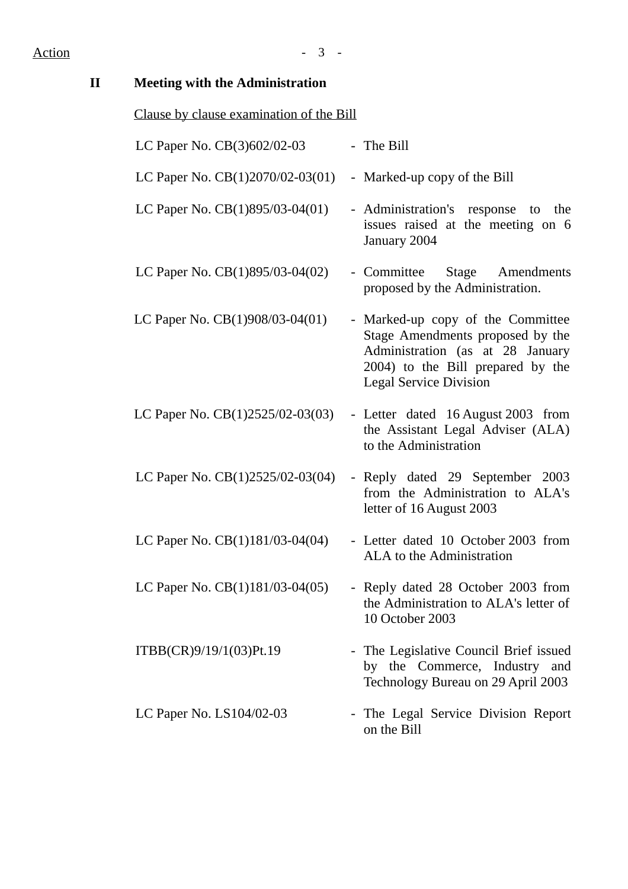Action

**II Meeting with the Administration**

Clause by clause examination of the Bill

| | |
|---|---|
| LC Paper No. CB(3)602/02-03 | - The Bill |
| LC Paper No. CB(1)2070/02-03(01) | - Marked-up copy of the Bill |
| LC Paper No. CB(1)895/03-04(01) | - Administration's response to the issues raised at the meeting on 6 January 2004 |
| LC Paper No. CB(1)895/03-04(02) | - Committee Stage Amendments proposed by the Administration. |
| LC Paper No. CB(1)908/03-04(01) | - Marked-up copy of the Committee Stage Amendments proposed by the Administration (as at 28 January 2004) to the Bill prepared by the Legal Service Division |
| LC Paper No. CB(1)2525/02-03(03) | - Letter dated 16 August 2003 from the Assistant Legal Adviser (ALA) to the Administration |
| LC Paper No. CB(1)2525/02-03(04) | - Reply dated 29 September 2003 from the Administration to ALA's letter of 16 August 2003 |
| LC Paper No. CB(1)181/03-04(04) | - Letter dated 10 October 2003 from ALA to the Administration |
| LC Paper No. CB(1)181/03-04(05) | - Reply dated 28 October 2003 from the Administration to ALA's letter of 10 October 2003 |
| ITBB(CR)9/19/1(03)Pt.19 | - The Legislative Council Brief issued by the Commerce, Industry and Technology Bureau on 29 April 2003 |
| LC Paper No. LS104/02-03 | - The Legal Service Division Report on the Bill |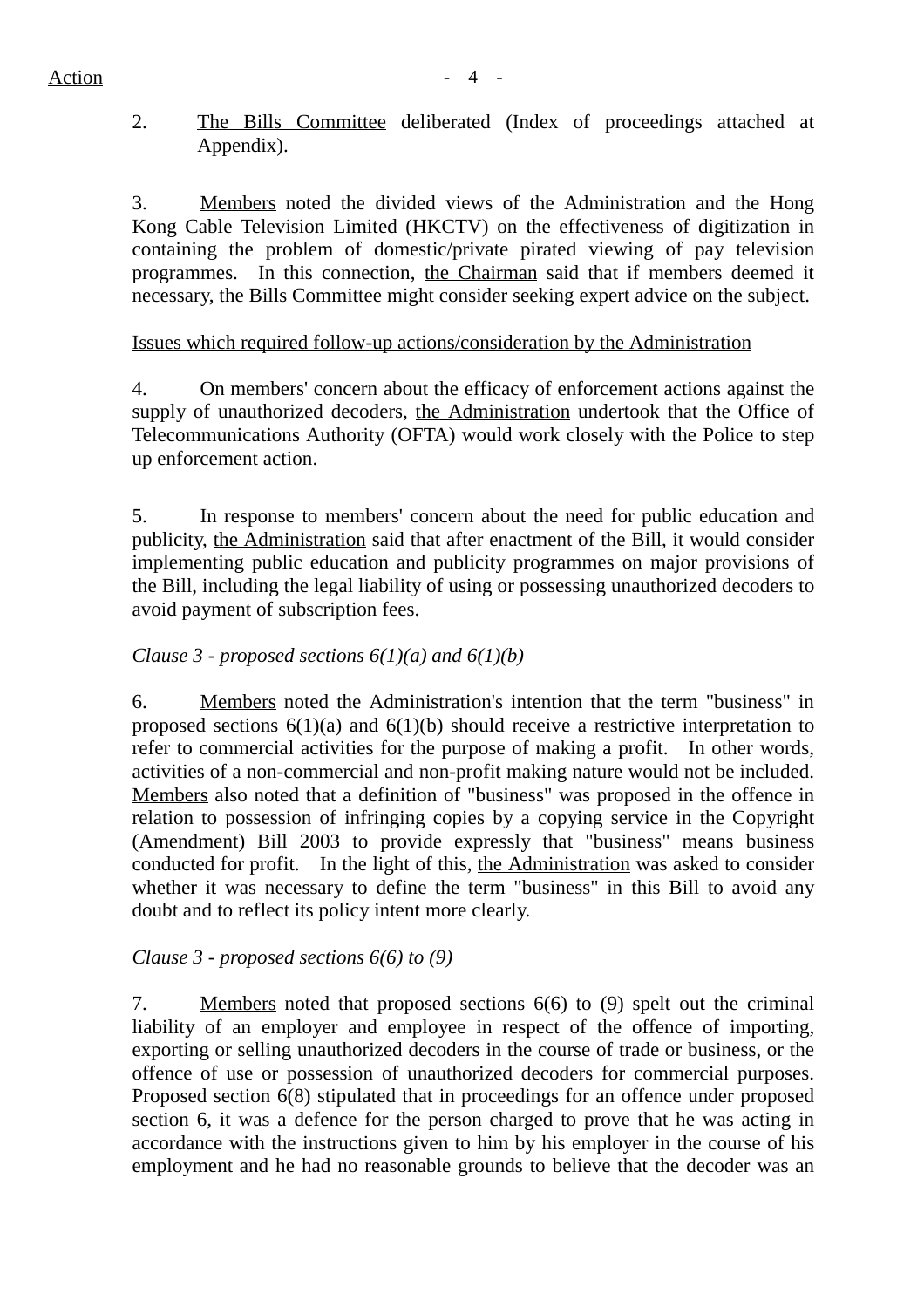2. The Bills Committee deliberated (Index of proceedings attached at Appendix).

3. Members noted the divided views of the Administration and the Hong Kong Cable Television Limited (HKCTV) on the effectiveness of digitization in containing the problem of domestic/private pirated viewing of pay television programmes. In this connection, the Chairman said that if members deemed it necessary, the Bills Committee might consider seeking expert advice on the subject.

Issues which required follow-up actions/consideration by the Administration

4. On members' concern about the efficacy of enforcement actions against the supply of unauthorized decoders, the Administration undertook that the Office of Telecommunications Authority (OFTA) would work closely with the Police to step up enforcement action.

5. In response to members' concern about the need for public education and publicity, the Administration said that after enactment of the Bill, it would consider implementing public education and publicity programmes on major provisions of the Bill, including the legal liability of using or possessing unauthorized decoders to avoid payment of subscription fees.

*Clause 3 - proposed sections 6(1)(a) and 6(1)(b)*

6. Members noted the Administration's intention that the term "business" in proposed sections 6(1)(a) and 6(1)(b) should receive a restrictive interpretation to refer to commercial activities for the purpose of making a profit. In other words, activities of a non-commercial and non-profit making nature would not be included. Members also noted that a definition of "business" was proposed in the offence in relation to possession of infringing copies by a copying service in the Copyright (Amendment) Bill 2003 to provide expressly that "business" means business conducted for profit. In the light of this, the Administration was asked to consider whether it was necessary to define the term "business" in this Bill to avoid any doubt and to reflect its policy intent more clearly.

*Clause 3 - proposed sections 6(6) to (9)*

7. Members noted that proposed sections 6(6) to (9) spelt out the criminal liability of an employer and employee in respect of the offence of importing, exporting or selling unauthorized decoders in the course of trade or business, or the offence of use or possession of unauthorized decoders for commercial purposes. Proposed section 6(8) stipulated that in proceedings for an offence under proposed section 6, it was a defence for the person charged to prove that he was acting in accordance with the instructions given to him by his employer in the course of his employment and he had no reasonable grounds to believe that the decoder was an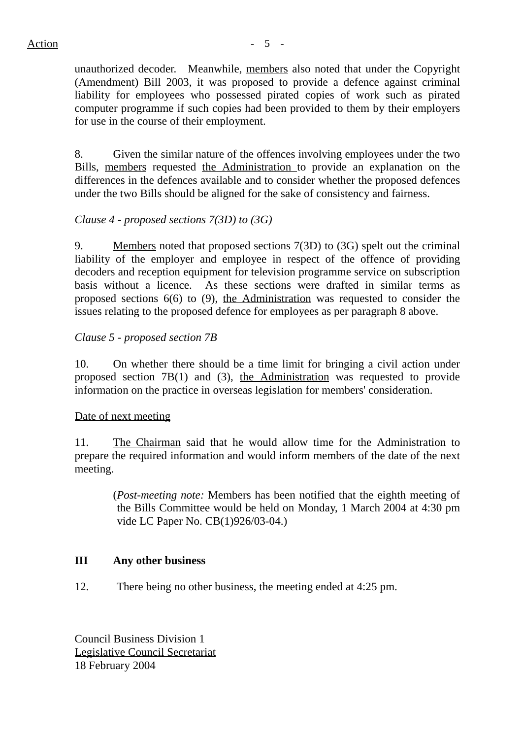unauthorized decoder. Meanwhile, members also noted that under the Copyright (Amendment) Bill 2003, it was proposed to provide a defence against criminal liability for employees who possessed pirated copies of work such as pirated computer programme if such copies had been provided to them by their employers for use in the course of their employment.

8. Given the similar nature of the offences involving employees under the two Bills, members requested the Administration to provide an explanation on the differences in the defences available and to consider whether the proposed defences under the two Bills should be aligned for the sake of consistency and fairness.

*Clause 4 - proposed sections 7(3D) to (3G)*

9. Members noted that proposed sections 7(3D) to (3G) spelt out the criminal liability of the employer and employee in respect of the offence of providing decoders and reception equipment for television programme service on subscription basis without a licence. As these sections were drafted in similar terms as proposed sections 6(6) to (9), the Administration was requested to consider the issues relating to the proposed defence for employees as per paragraph 8 above.

*Clause 5 - proposed section 7B*

10. On whether there should be a time limit for bringing a civil action under proposed section 7B(1) and (3), the Administration was requested to provide information on the practice in overseas legislation for members' consideration.

Date of next meeting

11. The Chairman said that he would allow time for the Administration to prepare the required information and would inform members of the date of the next meeting.

> (*Post-meeting note:* Members has been notified that the eighth meeting of the Bills Committee would be held on Monday, 1 March 2004 at 4:30 pm vide LC Paper No. CB(1)926/03-04.)

## III Any other business

12. There being no other business, the meeting ended at 4:25 pm.

Council Business Division 1
Legislative Council Secretariat
18 February 2004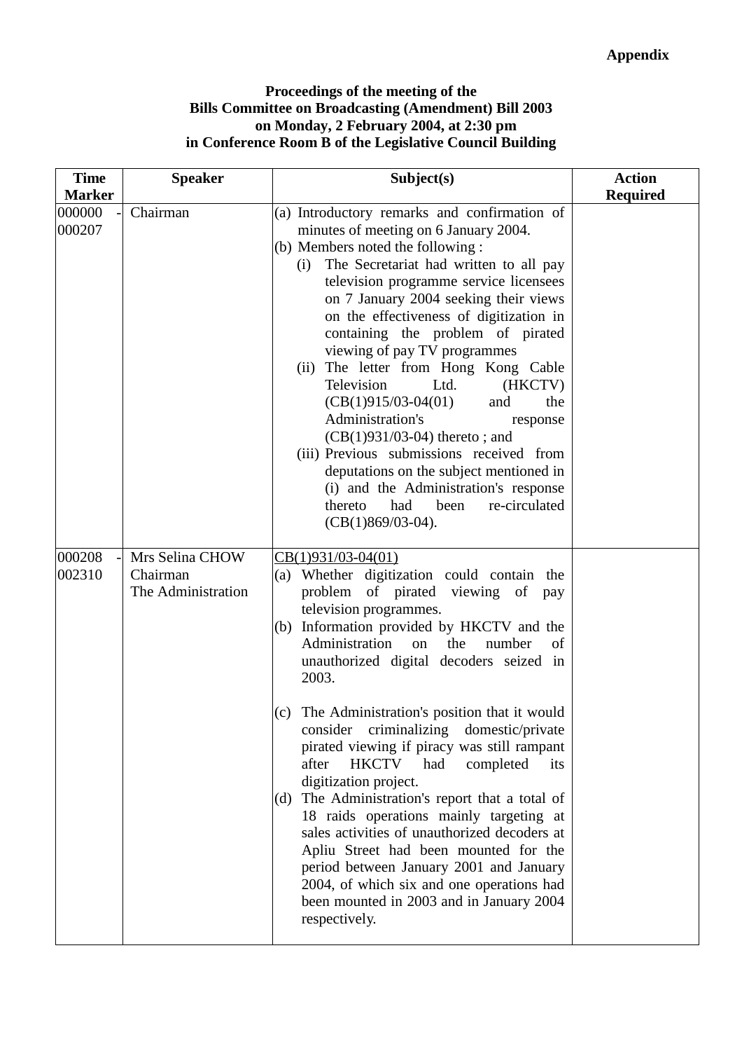**Appendix**

**Proceedings of the meeting of the Bills Committee on Broadcasting (Amendment) Bill 2003 on Monday, 2 February 2004, at 2:30 pm in Conference Room B of the Legislative Council Building**

| Time Marker | Speaker | Subject(s) | Action Required |
|---|---|---|---|
| 000000 - 000207 | Chairman | (a) Introductory remarks and confirmation of minutes of meeting on 6 January 2004.<br>(b) Members noted the following :<br>(i) The Secretariat had written to all pay television programme service licensees on 7 January 2004 seeking their views on the effectiveness of digitization in containing the problem of pirated viewing of pay TV programmes<br>(ii) The letter from Hong Kong Cable Television Ltd. (HKCTV) (CB(1)915/03-04(01) and the Administration's response (CB(1)931/03-04) thereto ; and<br>(iii) Previous submissions received from deputations on the subject mentioned in (i) and the Administration's response thereto had been re-circulated (CB(1)869/03-04). | |
| 000208 - 002310 | Mrs Selina CHOW<br>Chairman<br>The Administration | <u>CB(1)931/03-04(01)</u><br>(a) Whether digitization could contain the problem of pirated viewing of pay television programmes.<br>(b) Information provided by HKCTV and the Administration on the number of unauthorized digital decoders seized in 2003.<br>(c) The Administration's position that it would consider criminalizing domestic/private pirated viewing if piracy was still rampant after HKCTV had completed its digitization project.<br>(d) The Administration's report that a total of 18 raids operations mainly targeting at sales activities of unauthorized decoders at Apliu Street had been mounted for the period between January 2001 and January 2004, of which six and one operations had been mounted in 2003 and in January 2004 respectively. | |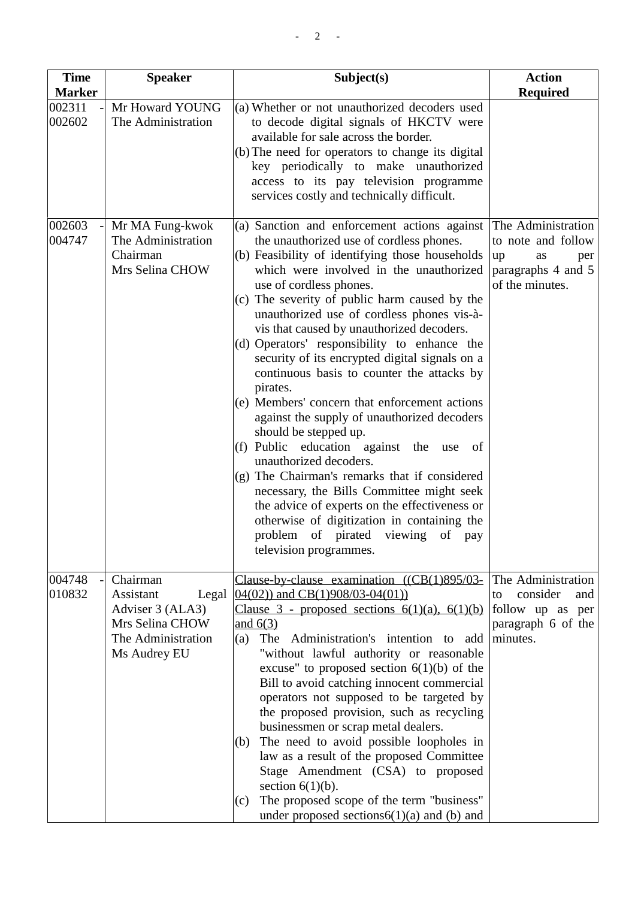| Time Marker | Speaker | Subject(s) | Action Required |
|---|---|---|---|
| 002311 - 002602 | Mr Howard YOUNG<br>The Administration | (a) Whether or not unauthorized decoders used to decode digital signals of HKCTV were available for sale across the border.<br>(b) The need for operators to change its digital key periodically to make unauthorized access to its pay television programme services costly and technically difficult. | |
| 002603 - 004747 | Mr MA Fung-kwok<br>The Administration<br>Chairman<br>Mrs Selina CHOW | (a) Sanction and enforcement actions against the unauthorized use of cordless phones.<br>(b) Feasibility of identifying those households which were involved in the unauthorized use of cordless phones.<br>(c) The severity of public harm caused by the unauthorized use of cordless phones vis-à-vis that caused by unauthorized decoders.<br>(d) Operators' responsibility to enhance the security of its encrypted digital signals on a continuous basis to counter the attacks by pirates.<br>(e) Members' concern that enforcement actions against the supply of unauthorized decoders should be stepped up.<br>(f) Public education against the use of unauthorized decoders.<br>(g) The Chairman's remarks that if considered necessary, the Bills Committee might seek the advice of experts on the effectiveness or otherwise of digitization in containing the problem of pirated viewing of pay television programmes. | The Administration to note and follow up as per paragraphs 4 and 5 of the minutes. |
| 004748 - 010832 | Chairman<br>Assistant Legal Adviser 3 (ALA3)<br>Mrs Selina CHOW<br>The Administration<br>Ms Audrey EU | <u>Clause-by-clause examination ((CB(1)895/03-04(02)) and CB(1)908/03-04(01))</u><br><u>Clause 3 - proposed sections 6(1)(a), 6(1)(b) and 6(3)</u><br>(a) The Administration's intention to add "without lawful authority or reasonable excuse" to proposed section 6(1)(b) of the Bill to avoid catching innocent commercial operators not supposed to be targeted by the proposed provision, such as recycling businessmen or scrap metal dealers.<br>(b) The need to avoid possible loopholes in law as a result of the proposed Committee Stage Amendment (CSA) to proposed section 6(1)(b).<br>(c) The proposed scope of the term "business" under proposed sections6(1)(a) and (b) and | The Administration to consider and follow up as per paragraph 6 of the minutes. |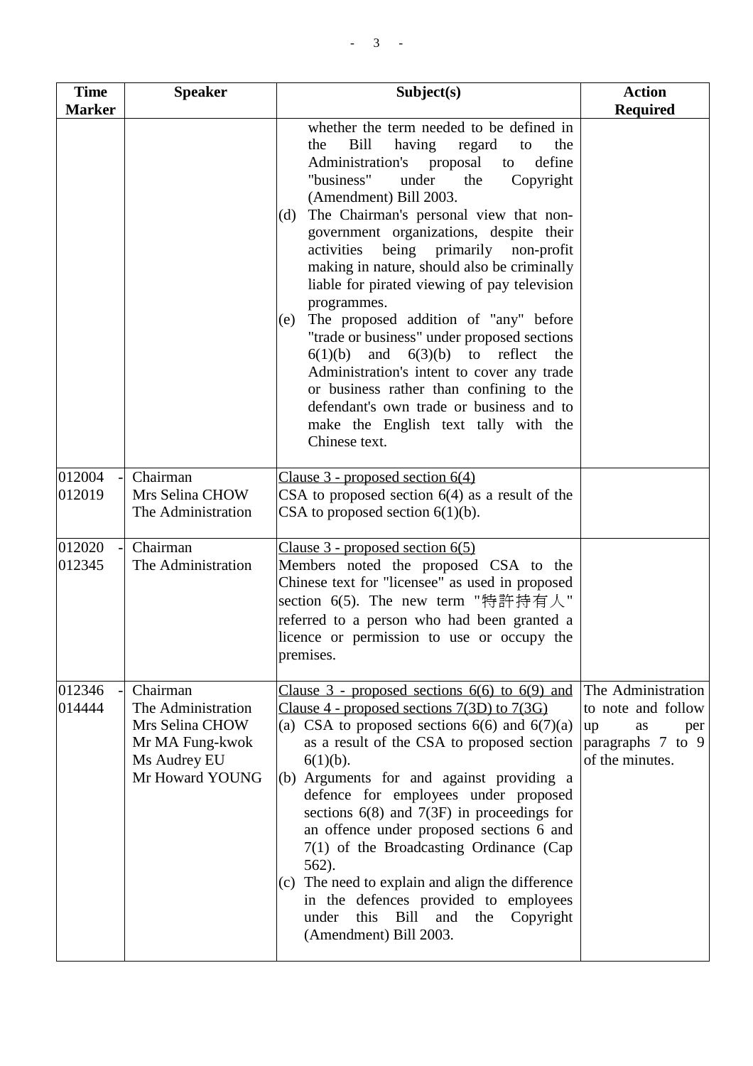| Time Marker | Speaker | Subject(s) | Action Required |
|---|---|---|---|
| | | whether the term needed to be defined in the Bill having regard to the Administration's proposal to define "business" under the Copyright (Amendment) Bill 2003.<br>(d) The Chairman's personal view that non-government organizations, despite their activities being primarily non-profit making in nature, should also be criminally liable for pirated viewing of pay television programmes.<br>(e) The proposed addition of "any" before "trade or business" under proposed sections 6(1)(b) and 6(3)(b) to reflect the Administration's intent to cover any trade or business rather than confining to the defendant's own trade or business and to make the English text tally with the Chinese text. | |
| 012004 - 012019 | Chairman<br>Mrs Selina CHOW<br>The Administration | <u>Clause 3 - proposed section 6(4)</u><br>CSA to proposed section 6(4) as a result of the CSA to proposed section 6(1)(b). | |
| 012020 - 012345 | Chairman<br>The Administration | <u>Clause 3 - proposed section 6(5)</u><br>Members noted the proposed CSA to the Chinese text for "licensee" as used in proposed section 6(5). The new term "特許持有人" referred to a person who had been granted a licence or permission to use or occupy the premises. | |
| 012346 - 014444 | Chairman<br>The Administration<br>Mrs Selina CHOW<br>Mr MA Fung-kwok<br>Ms Audrey EU<br>Mr Howard YOUNG | <u>Clause 3 - proposed sections 6(6) to 6(9) and Clause 4 - proposed sections 7(3D) to 7(3G)</u><br>(a) CSA to proposed sections 6(6) and 6(7)(a) as a result of the CSA to proposed section 6(1)(b).<br>(b) Arguments for and against providing a defence for employees under proposed sections 6(8) and 7(3F) in proceedings for an offence under proposed sections 6 and 7(1) of the Broadcasting Ordinance (Cap 562).<br>(c) The need to explain and align the difference in the defences provided to employees under this Bill and the Copyright (Amendment) Bill 2003. | The Administration to note and follow up as per paragraphs 7 to 9 of the minutes. |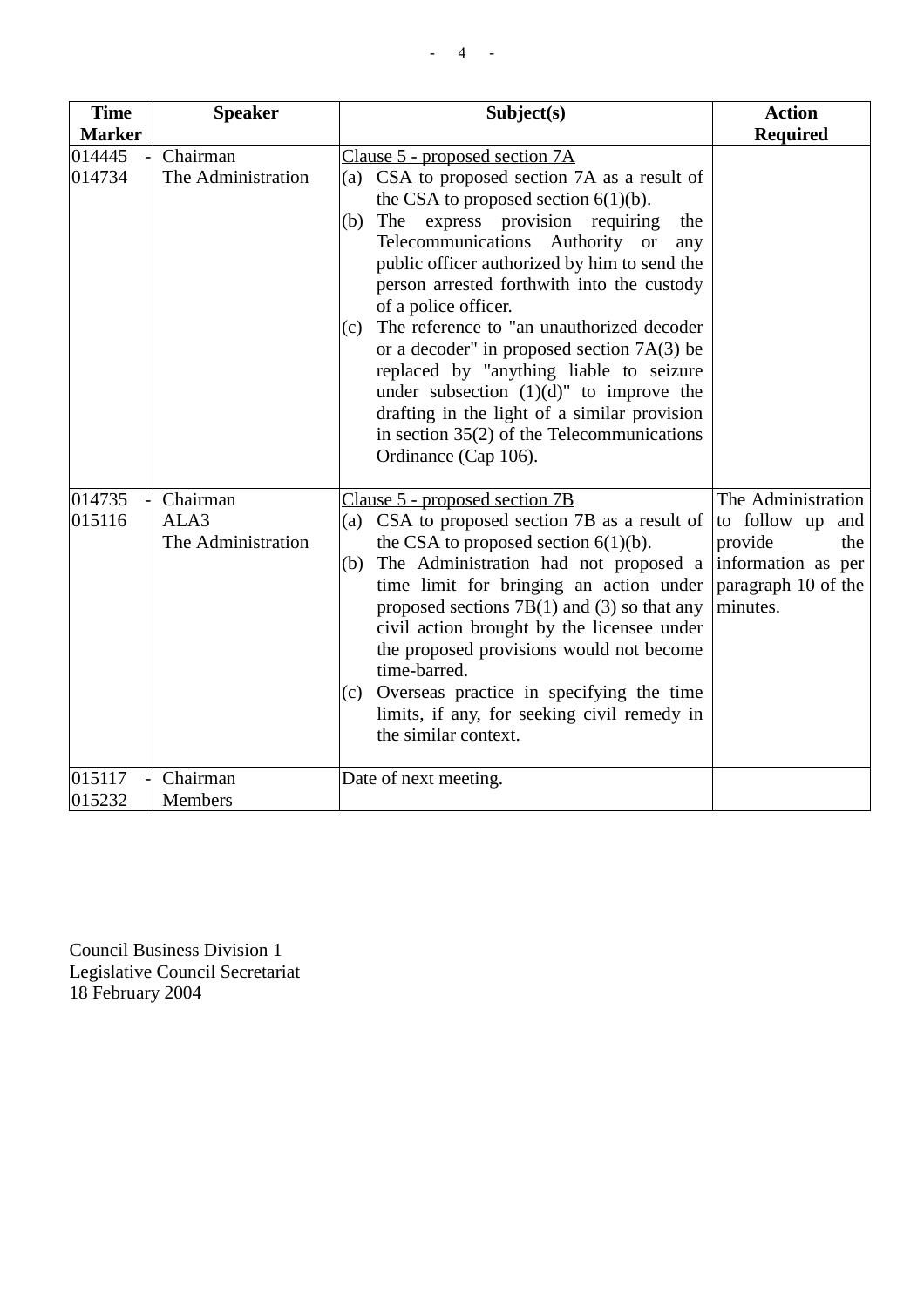| Time Marker | Speaker | Subject(s) | Action Required |
|---|---|---|---|
| 014445 - 014734 | Chairman<br>The Administration | Clause 5 - proposed section 7A<br>(a) CSA to proposed section 7A as a result of the CSA to proposed section 6(1)(b).<br>(b) The express provision requiring the Telecommunications Authority or any public officer authorized by him to send the person arrested forthwith into the custody of a police officer.<br>(c) The reference to "an unauthorized decoder or a decoder" in proposed section 7A(3) be replaced by "anything liable to seizure under subsection (1)(d)" to improve the drafting in the light of a similar provision in section 35(2) of the Telecommunications Ordinance (Cap 106). | |
| 014735 - 015116 | Chairman<br>ALA3<br>The Administration | Clause 5 - proposed section 7B<br>(a) CSA to proposed section 7B as a result of the CSA to proposed section 6(1)(b).<br>(b) The Administration had not proposed a time limit for bringing an action under proposed sections 7B(1) and (3) so that any civil action brought by the licensee under the proposed provisions would not become time-barred.<br>(c) Overseas practice in specifying the time limits, if any, for seeking civil remedy in the similar context. | The Administration to follow up and provide the information as per paragraph 10 of the minutes. |
| 015117 - 015232 | Chairman<br>Members | Date of next meeting. | |

Council Business Division 1
Legislative Council Secretariat
18 February 2004